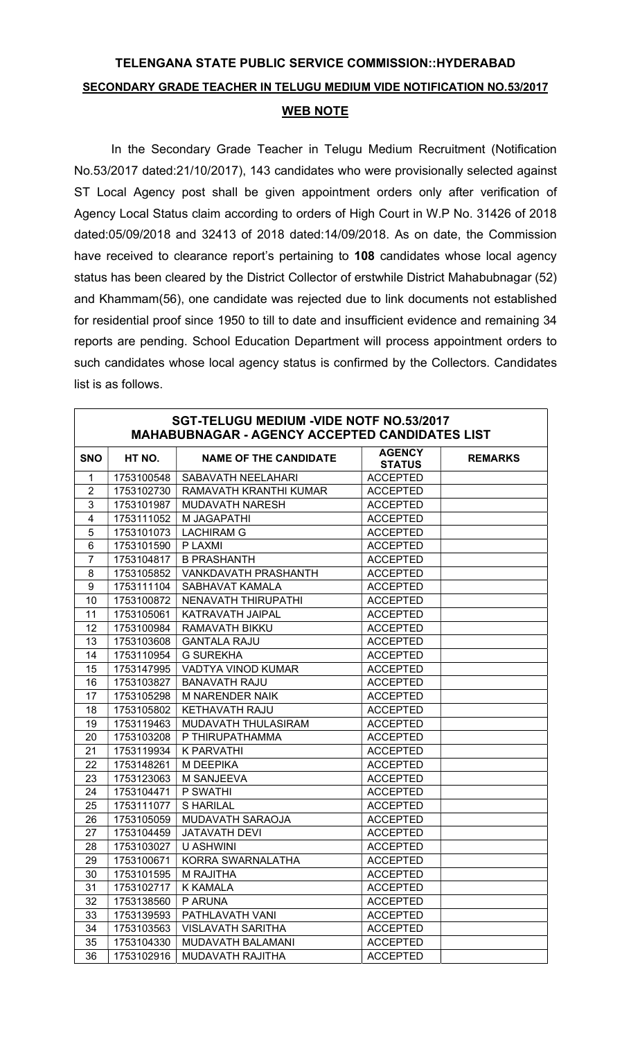# TELENGANA STATE PUBLIC SERVICE COMMISSION::HYDERABAD

## SECONDARY GRADE TEACHER IN TELUGU MEDIUM VIDE NOTIFICATION NO.53/2017

## WEB NOTE

In the Secondary Grade Teacher in Telugu Medium Recruitment (Notification No.53/2017 dated:21/10/2017), 143 candidates who were provisionally selected against ST Local Agency post shall be given appointment orders only after verification of Agency Local Status claim according to orders of High Court in W.P No. 31426 of 2018 dated:05/09/2018 and 32413 of 2018 dated:14/09/2018. As on date, the Commission have received to clearance report's pertaining to **108** candidates whose local agency status has been cleared by the District Collector of erstwhile District Mahabubnagar (52) and Khammam(56), one candidate was rejected due to link documents not established for residential proof since 1950 to till to date and insufficient evidence and remaining 34 reports are pending. School Education Department will process appointment orders to such candidates whose local agency status is confirmed by the Collectors. Candidates list is as follows.

**SGT-TELUGU MEDIUM -VIDE NOTF NO.53/2017**
**MAHABUBNAGAR - AGENCY ACCEPTED CANDIDATES LIST**

| SNO | HT NO. | NAME OF THE CANDIDATE | AGENCY STATUS | REMARKS |
|---|---|---|---|---|
| 1 | 1753100548 | SABAVATH NEELAHARI | ACCEPTED | |
| 2 | 1753102730 | RAMAVATH KRANTHI KUMAR | ACCEPTED | |
| 3 | 1753101987 | MUDAVATH NARESH | ACCEPTED | |
| 4 | 1753111052 | M JAGAPATHI | ACCEPTED | |
| 5 | 1753101073 | LACHIRAM G | ACCEPTED | |
| 6 | 1753101590 | P LAXMI | ACCEPTED | |
| 7 | 1753104817 | B PRASHANTH | ACCEPTED | |
| 8 | 1753105852 | VANKDAVATH PRASHANTH | ACCEPTED | |
| 9 | 1753111104 | SABHAVAT KAMALA | ACCEPTED | |
| 10 | 1753100872 | NENAVATH THIRUPATHI | ACCEPTED | |
| 11 | 1753105061 | KATRAVATH JAIPAL | ACCEPTED | |
| 12 | 1753100984 | RAMAVATH BIKKU | ACCEPTED | |
| 13 | 1753103608 | GANTALA RAJU | ACCEPTED | |
| 14 | 1753110954 | G SUREKHA | ACCEPTED | |
| 15 | 1753147995 | VADTYA VINOD KUMAR | ACCEPTED | |
| 16 | 1753103827 | BANAVATH RAJU | ACCEPTED | |
| 17 | 1753105298 | M NARENDER NAIK | ACCEPTED | |
| 18 | 1753105802 | KETHAVATH RAJU | ACCEPTED | |
| 19 | 1753119463 | MUDAVATH THULASIRAM | ACCEPTED | |
| 20 | 1753103208 | P THIRUPATHAMMA | ACCEPTED | |
| 21 | 1753119934 | K PARVATHI | ACCEPTED | |
| 22 | 1753148261 | M DEEPIKA | ACCEPTED | |
| 23 | 1753123063 | M SANJEEVA | ACCEPTED | |
| 24 | 1753104471 | P SWATHI | ACCEPTED | |
| 25 | 1753111077 | S HARILAL | ACCEPTED | |
| 26 | 1753105059 | MUDAVATH SARAOJA | ACCEPTED | |
| 27 | 1753104459 | JATAVATH DEVI | ACCEPTED | |
| 28 | 1753103027 | U ASHWINI | ACCEPTED | |
| 29 | 1753100671 | KORRA SWARNALATHA | ACCEPTED | |
| 30 | 1753101595 | M RAJITHA | ACCEPTED | |
| 31 | 1753102717 | K KAMALA | ACCEPTED | |
| 32 | 1753138560 | P ARUNA | ACCEPTED | |
| 33 | 1753139593 | PATHLAVATH VANI | ACCEPTED | |
| 34 | 1753103563 | VISLAVATH SARITHA | ACCEPTED | |
| 35 | 1753104330 | MUDAVATH BALAMANI | ACCEPTED | |
| 36 | 1753102916 | MUDAVATH RAJITHA | ACCEPTED | |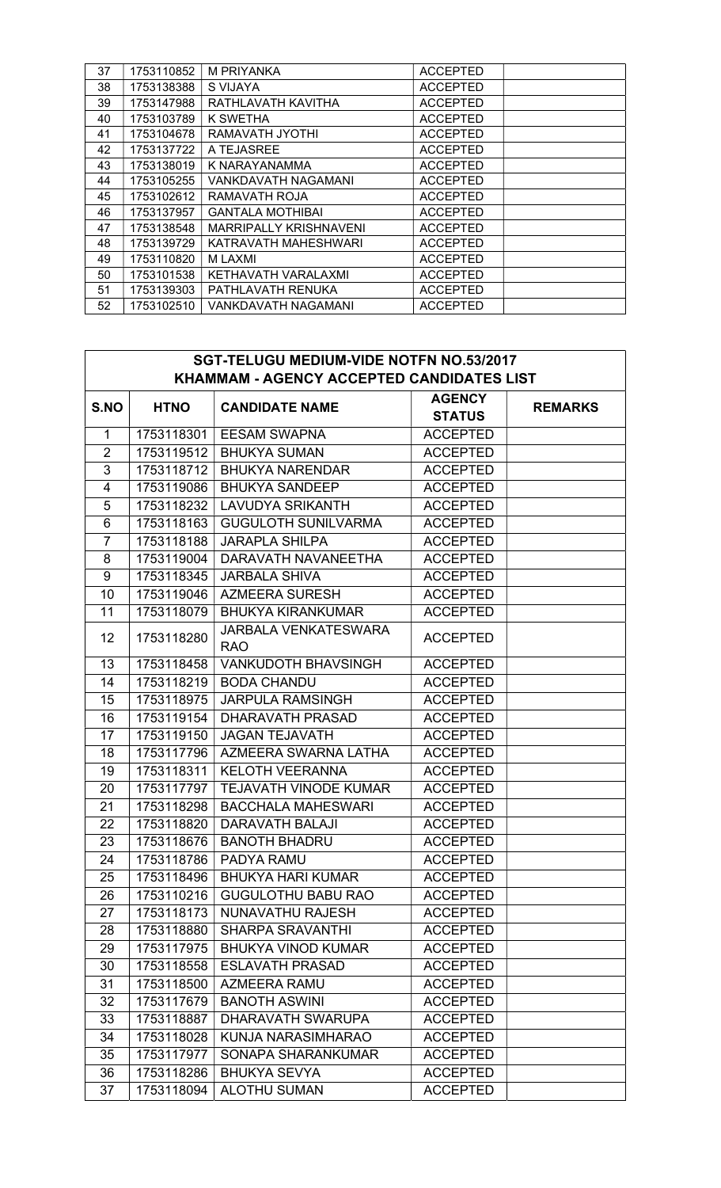| | | | | |
|---|---|---|---|---|
| 37 | 1753110852 | M PRIYANKA | ACCEPTED | |
| 38 | 1753138388 | S VIJAYA | ACCEPTED | |
| 39 | 1753147988 | RATHLAVATH KAVITHA | ACCEPTED | |
| 40 | 1753103789 | K SWETHA | ACCEPTED | |
| 41 | 1753104678 | RAMAVATH JYOTHI | ACCEPTED | |
| 42 | 1753137722 | A TEJASREE | ACCEPTED | |
| 43 | 1753138019 | K NARAYANAMMA | ACCEPTED | |
| 44 | 1753105255 | VANKDAVATH NAGAMANI | ACCEPTED | |
| 45 | 1753102612 | RAMAVATH ROJA | ACCEPTED | |
| 46 | 1753137957 | GANTALA MOTHIBAI | ACCEPTED | |
| 47 | 1753138548 | MARRIPALLY KRISHNAVENI | ACCEPTED | |
| 48 | 1753139729 | KATRAVATH MAHESHWARI | ACCEPTED | |
| 49 | 1753110820 | M LAXMI | ACCEPTED | |
| 50 | 1753101538 | KETHAVATH VARALAXMI | ACCEPTED | |
| 51 | 1753139303 | PATHLAVATH RENUKA | ACCEPTED | |
| 52 | 1753102510 | VANKDAVATH NAGAMANI | ACCEPTED | |

## SGT-TELUGU MEDIUM-VIDE NOTFN NO.53/2017
## KHAMMAM - AGENCY ACCEPTED CANDIDATES LIST

| S.NO | HTNO | CANDIDATE NAME | AGENCY STATUS | REMARKS |
|---|---|---|---|---|
| 1 | 1753118301 | EESAM SWAPNA | ACCEPTED | |
| 2 | 1753119512 | BHUKYA SUMAN | ACCEPTED | |
| 3 | 1753118712 | BHUKYA NARENDAR | ACCEPTED | |
| 4 | 1753119086 | BHUKYA SANDEEP | ACCEPTED | |
| 5 | 1753118232 | LAVUDYA SRIKANTH | ACCEPTED | |
| 6 | 1753118163 | GUGULOTH SUNILVARMA | ACCEPTED | |
| 7 | 1753118188 | JARAPLA SHILPA | ACCEPTED | |
| 8 | 1753119004 | DARAVATH NAVANEETHA | ACCEPTED | |
| 9 | 1753118345 | JARBALA SHIVA | ACCEPTED | |
| 10 | 1753119046 | AZMEERA SURESH | ACCEPTED | |
| 11 | 1753118079 | BHUKYA KIRANKUMAR | ACCEPTED | |
| 12 | 1753118280 | JARBALA VENKATESWARA RAO | ACCEPTED | |
| 13 | 1753118458 | VANKUDOTH BHAVSINGH | ACCEPTED | |
| 14 | 1753118219 | BODA CHANDU | ACCEPTED | |
| 15 | 1753118975 | JARPULA RAMSINGH | ACCEPTED | |
| 16 | 1753119154 | DHARAVATH PRASAD | ACCEPTED | |
| 17 | 1753119150 | JAGAN TEJAVATH | ACCEPTED | |
| 18 | 1753117796 | AZMEERA SWARNA LATHA | ACCEPTED | |
| 19 | 1753118311 | KELOTH VEERANNA | ACCEPTED | |
| 20 | 1753117797 | TEJAVATH VINODE KUMAR | ACCEPTED | |
| 21 | 1753118298 | BACCHALA MAHESWARI | ACCEPTED | |
| 22 | 1753118820 | DARAVATH BALAJI | ACCEPTED | |
| 23 | 1753118676 | BANOTH BHADRU | ACCEPTED | |
| 24 | 1753118786 | PADYA RAMU | ACCEPTED | |
| 25 | 1753118496 | BHUKYA HARI KUMAR | ACCEPTED | |
| 26 | 1753110216 | GUGULOTHU BABU RAO | ACCEPTED | |
| 27 | 1753118173 | NUNAVATHU RAJESH | ACCEPTED | |
| 28 | 1753118880 | SHARPA SRAVANTHI | ACCEPTED | |
| 29 | 1753117975 | BHUKYA VINOD KUMAR | ACCEPTED | |
| 30 | 1753118558 | ESLAVATH PRASAD | ACCEPTED | |
| 31 | 1753118500 | AZMEERA RAMU | ACCEPTED | |
| 32 | 1753117679 | BANOTH ASWINI | ACCEPTED | |
| 33 | 1753118887 | DHARAVATH SWARUPA | ACCEPTED | |
| 34 | 1753118028 | KUNJA NARASIMHARAO | ACCEPTED | |
| 35 | 1753117977 | SONAPA SHARANKUMAR | ACCEPTED | |
| 36 | 1753118286 | BHUKYA SEVYA | ACCEPTED | |
| 37 | 1753118094 | ALOTHU SUMAN | ACCEPTED | |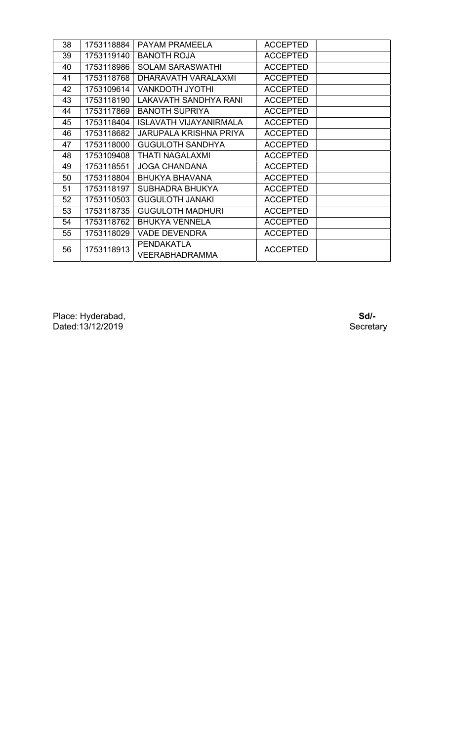| | | | | |
|---|---|---|---|---|
| 38 | 1753118884 | PAYAM PRAMEELA | ACCEPTED | |
| 39 | 1753119140 | BANOTH ROJA | ACCEPTED | |
| 40 | 1753118986 | SOLAM SARASWATHI | ACCEPTED | |
| 41 | 1753118768 | DHARAVATH VARALAXMI | ACCEPTED | |
| 42 | 1753109614 | VANKDOTH JYOTHI | ACCEPTED | |
| 43 | 1753118190 | LAKAVATH SANDHYA RANI | ACCEPTED | |
| 44 | 1753117869 | BANOTH SUPRIYA | ACCEPTED | |
| 45 | 1753118404 | ISLAVATH VIJAYANIRMALA | ACCEPTED | |
| 46 | 1753118682 | JARUPALA KRISHNA PRIYA | ACCEPTED | |
| 47 | 1753118000 | GUGULOTH SANDHYA | ACCEPTED | |
| 48 | 1753109408 | THATI NAGALAXMI | ACCEPTED | |
| 49 | 1753118551 | JOGA CHANDANA | ACCEPTED | |
| 50 | 1753118804 | BHUKYA BHAVANA | ACCEPTED | |
| 51 | 1753118197 | SUBHADRA BHUKYA | ACCEPTED | |
| 52 | 1753110503 | GUGULOTH JANAKI | ACCEPTED | |
| 53 | 1753118735 | GUGULOTH MADHURI | ACCEPTED | |
| 54 | 1753118762 | BHUKYA VENNELA | ACCEPTED | |
| 55 | 1753118029 | VADE DEVENDRA | ACCEPTED | |
| 56 | 1753118913 | PENDAKATLA VEERABHADRAMMA | ACCEPTED | |

Place: Hyderabad,
Dated:13/12/2019

**Sd/-**
Secretary